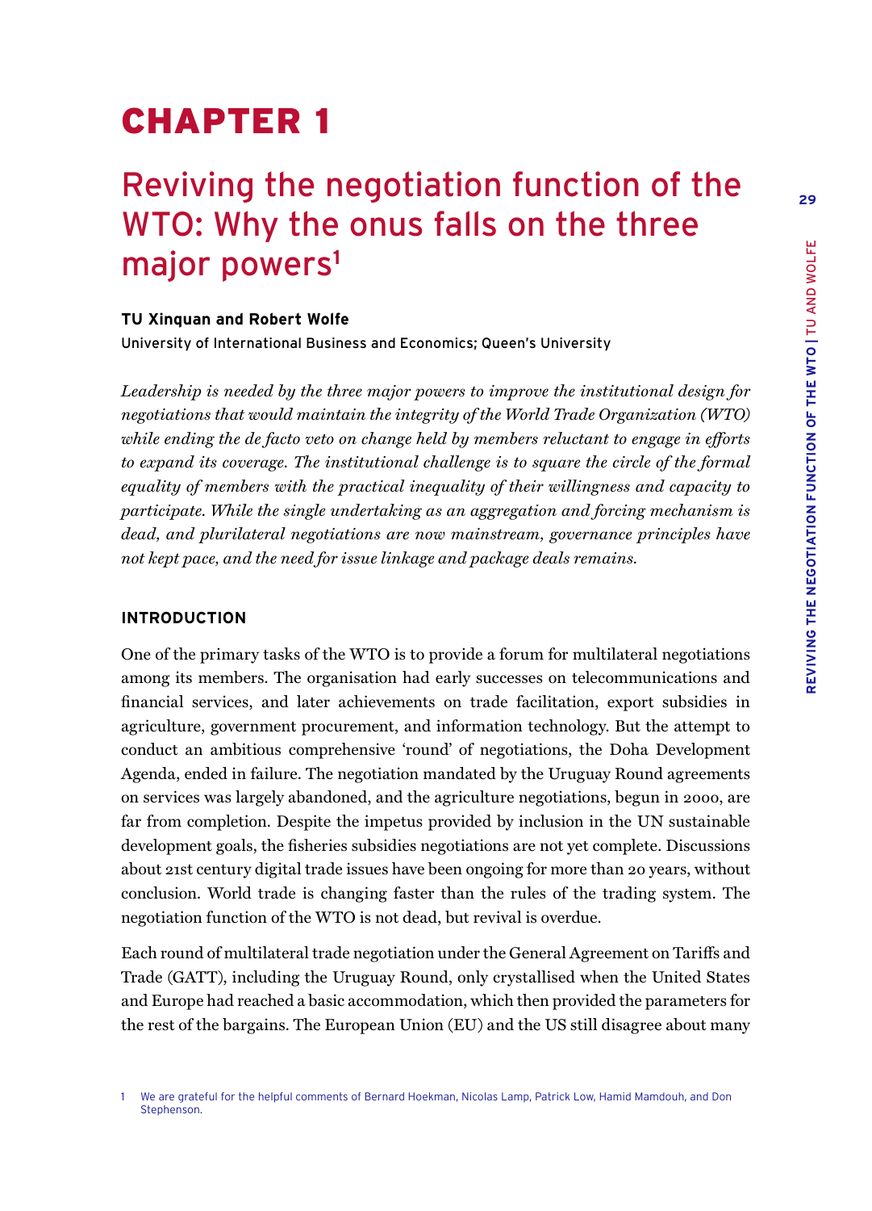# CHAPTER 1

## Reviving the negotiation function of the WTO: Why the onus falls on the three major powers[1]

**TU Xinquan and Robert Wolfe**

University of International Business and Economics; Queen's University

*Leadership is needed by the three major powers to improve the institutional design for negotiations that would maintain the integrity of the World Trade Organization (WTO) while ending the de facto veto on change held by members reluctant to engage in efforts to expand its coverage. The institutional challenge is to square the circle of the formal equality of members with the practical inequality of their willingness and capacity to participate. While the single undertaking as an aggregation and forcing mechanism is dead, and plurilateral negotiations are now mainstream, governance principles have not kept pace, and the need for issue linkage and package deals remains.*

### INTRODUCTION

One of the primary tasks of the WTO is to provide a forum for multilateral negotiations among its members. The organisation had early successes on telecommunications and financial services, and later achievements on trade facilitation, export subsidies in agriculture, government procurement, and information technology. But the attempt to conduct an ambitious comprehensive 'round' of negotiations, the Doha Development Agenda, ended in failure. The negotiation mandated by the Uruguay Round agreements on services was largely abandoned, and the agriculture negotiations, begun in 2000, are far from completion. Despite the impetus provided by inclusion in the UN sustainable development goals, the fisheries subsidies negotiations are not yet complete. Discussions about 21st century digital trade issues have been ongoing for more than 20 years, without conclusion. World trade is changing faster than the rules of the trading system. The negotiation function of the WTO is not dead, but revival is overdue.

Each round of multilateral trade negotiation under the General Agreement on Tariffs and Trade (GATT), including the Uruguay Round, only crystallised when the United States and Europe had reached a basic accommodation, which then provided the parameters for the rest of the bargains. The European Union (EU) and the US still disagree about many

1 We are grateful for the helpful comments of Bernard Hoekman, Nicolas Lamp, Patrick Low, Hamid Mamdouh, and Don Stephenson.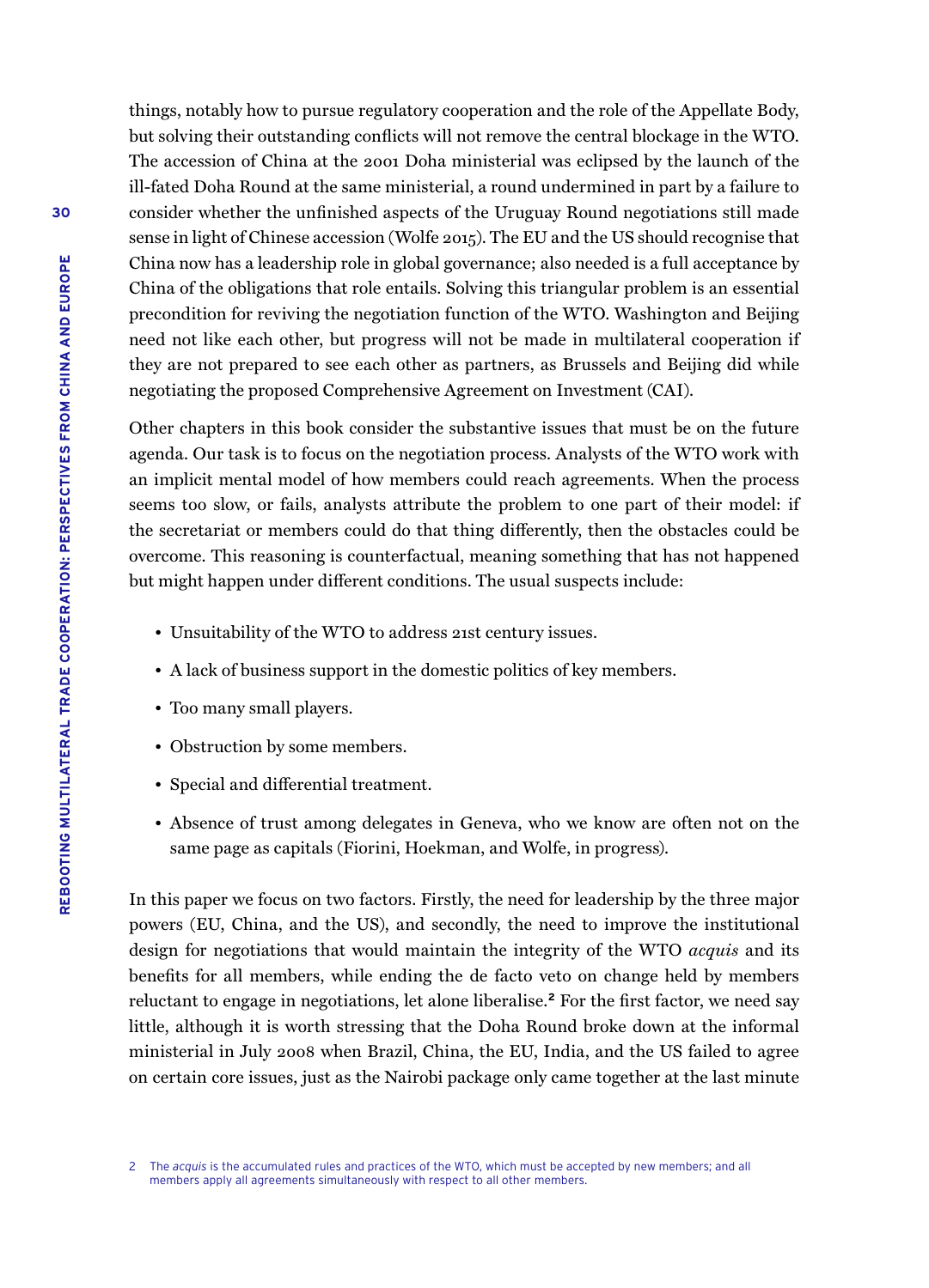things, notably how to pursue regulatory cooperation and the role of the Appellate Body, but solving their outstanding conflicts will not remove the central blockage in the WTO. The accession of China at the 2001 Doha ministerial was eclipsed by the launch of the ill-fated Doha Round at the same ministerial, a round undermined in part by a failure to consider whether the unfinished aspects of the Uruguay Round negotiations still made sense in light of Chinese accession (Wolfe 2015). The EU and the US should recognise that China now has a leadership role in global governance; also needed is a full acceptance by China of the obligations that role entails. Solving this triangular problem is an essential precondition for reviving the negotiation function of the WTO. Washington and Beijing need not like each other, but progress will not be made in multilateral cooperation if they are not prepared to see each other as partners, as Brussels and Beijing did while negotiating the proposed Comprehensive Agreement on Investment (CAI).

Other chapters in this book consider the substantive issues that must be on the future agenda. Our task is to focus on the negotiation process. Analysts of the WTO work with an implicit mental model of how members could reach agreements. When the process seems too slow, or fails, analysts attribute the problem to one part of their model: if the secretariat or members could do that thing differently, then the obstacles could be overcome. This reasoning is counterfactual, meaning something that has not happened but might happen under different conditions. The usual suspects include:

- Unsuitability of the WTO to address 21st century issues.
- A lack of business support in the domestic politics of key members.
- Too many small players.
- Obstruction by some members.
- Special and differential treatment.
- Absence of trust among delegates in Geneva, who we know are often not on the same page as capitals (Fiorini, Hoekman, and Wolfe, in progress).

In this paper we focus on two factors. Firstly, the need for leadership by the three major powers (EU, China, and the US), and secondly, the need to improve the institutional design for negotiations that would maintain the integrity of the WTO *acquis* and its benefits for all members, while ending the de facto veto on change held by members reluctant to engage in negotiations, let alone liberalise.[2] For the first factor, we need say little, although it is worth stressing that the Doha Round broke down at the informal ministerial in July 2008 when Brazil, China, the EU, India, and the US failed to agree on certain core issues, just as the Nairobi package only came together at the last minute

2 The *acquis* is the accumulated rules and practices of the WTO, which must be accepted by new members; and all members apply all agreements simultaneously with respect to all other members.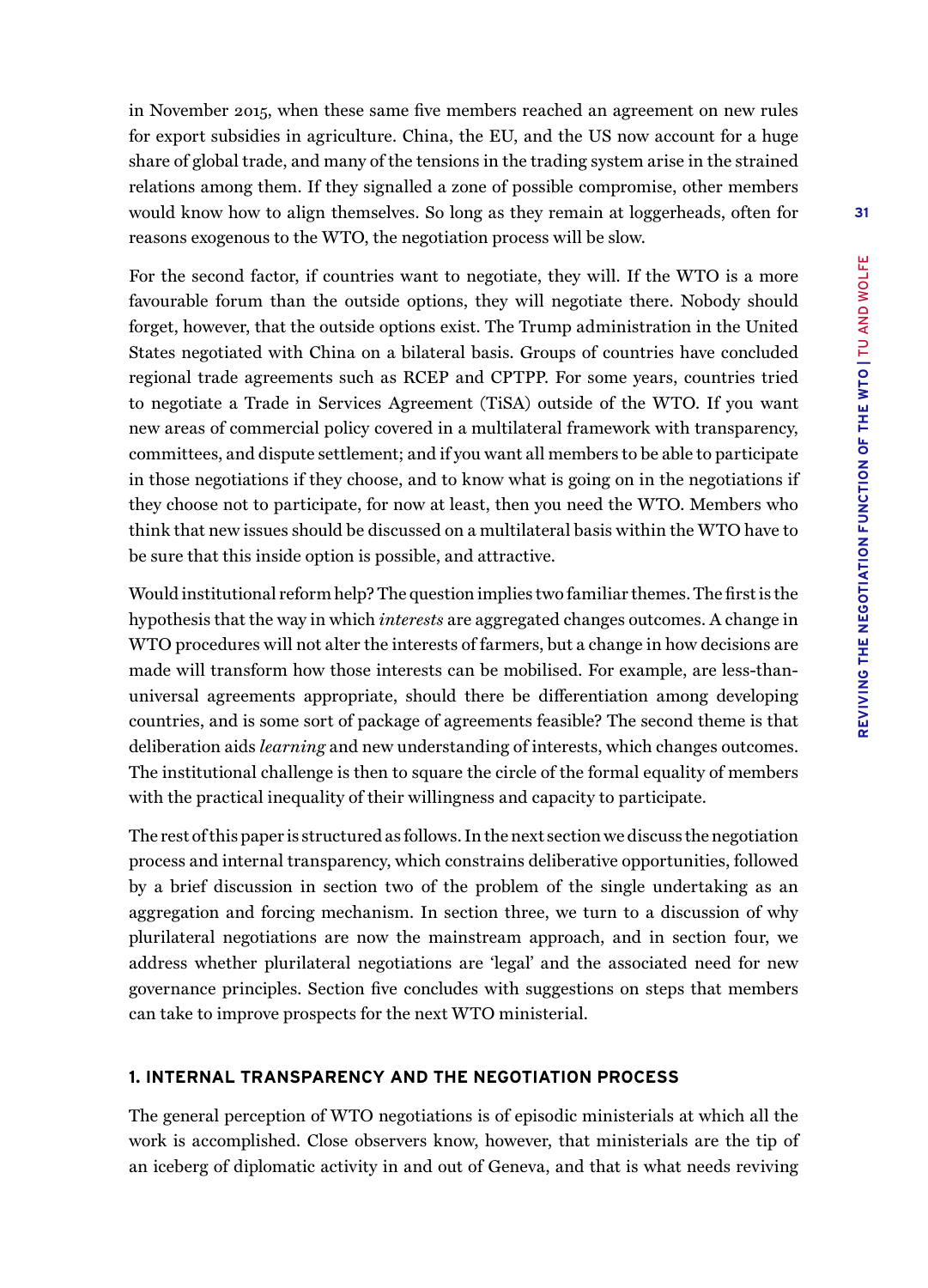in November 2015, when these same five members reached an agreement on new rules for export subsidies in agriculture. China, the EU, and the US now account for a huge share of global trade, and many of the tensions in the trading system arise in the strained relations among them. If they signalled a zone of possible compromise, other members would know how to align themselves. So long as they remain at loggerheads, often for reasons exogenous to the WTO, the negotiation process will be slow.

For the second factor, if countries want to negotiate, they will. If the WTO is a more favourable forum than the outside options, they will negotiate there. Nobody should forget, however, that the outside options exist. The Trump administration in the United States negotiated with China on a bilateral basis. Groups of countries have concluded regional trade agreements such as RCEP and CPTPP. For some years, countries tried to negotiate a Trade in Services Agreement (TiSA) outside of the WTO. If you want new areas of commercial policy covered in a multilateral framework with transparency, committees, and dispute settlement; and if you want all members to be able to participate in those negotiations if they choose, and to know what is going on in the negotiations if they choose not to participate, for now at least, then you need the WTO. Members who think that new issues should be discussed on a multilateral basis within the WTO have to be sure that this inside option is possible, and attractive.

Would institutional reform help? The question implies two familiar themes. The first is the hypothesis that the way in which *interests* are aggregated changes outcomes. A change in WTO procedures will not alter the interests of farmers, but a change in how decisions are made will transform how those interests can be mobilised. For example, are less-than-universal agreements appropriate, should there be differentiation among developing countries, and is some sort of package of agreements feasible? The second theme is that deliberation aids *learning* and new understanding of interests, which changes outcomes. The institutional challenge is then to square the circle of the formal equality of members with the practical inequality of their willingness and capacity to participate.

The rest of this paper is structured as follows. In the next section we discuss the negotiation process and internal transparency, which constrains deliberative opportunities, followed by a brief discussion in section two of the problem of the single undertaking as an aggregation and forcing mechanism. In section three, we turn to a discussion of why plurilateral negotiations are now the mainstream approach, and in section four, we address whether plurilateral negotiations are 'legal' and the associated need for new governance principles. Section five concludes with suggestions on steps that members can take to improve prospects for the next WTO ministerial.

## 1. INTERNAL TRANSPARENCY AND THE NEGOTIATION PROCESS

The general perception of WTO negotiations is of episodic ministerials at which all the work is accomplished. Close observers know, however, that ministerials are the tip of an iceberg of diplomatic activity in and out of Geneva, and that is what needs reviving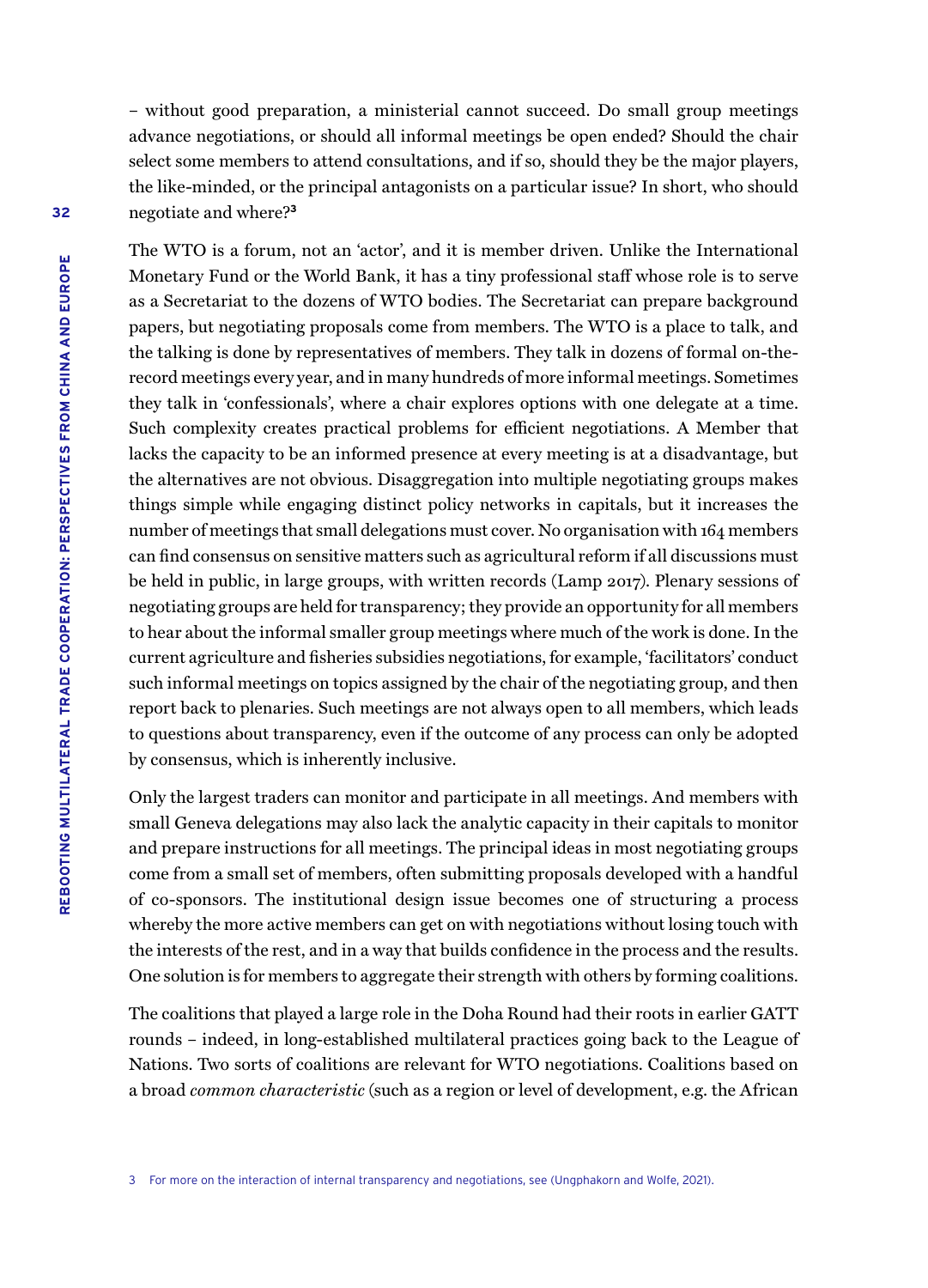– without good preparation, a ministerial cannot succeed. Do small group meetings advance negotiations, or should all informal meetings be open ended? Should the chair select some members to attend consultations, and if so, should they be the major players, the like-minded, or the principal antagonists on a particular issue? In short, who should negotiate and where?[3]

The WTO is a forum, not an 'actor', and it is member driven. Unlike the International Monetary Fund or the World Bank, it has a tiny professional staff whose role is to serve as a Secretariat to the dozens of WTO bodies. The Secretariat can prepare background papers, but negotiating proposals come from members. The WTO is a place to talk, and the talking is done by representatives of members. They talk in dozens of formal on-the-record meetings every year, and in many hundreds of more informal meetings. Sometimes they talk in 'confessionals', where a chair explores options with one delegate at a time. Such complexity creates practical problems for efficient negotiations. A Member that lacks the capacity to be an informed presence at every meeting is at a disadvantage, but the alternatives are not obvious. Disaggregation into multiple negotiating groups makes things simple while engaging distinct policy networks in capitals, but it increases the number of meetings that small delegations must cover. No organisation with 164 members can find consensus on sensitive matters such as agricultural reform if all discussions must be held in public, in large groups, with written records (Lamp 2017). Plenary sessions of negotiating groups are held for transparency; they provide an opportunity for all members to hear about the informal smaller group meetings where much of the work is done. In the current agriculture and fisheries subsidies negotiations, for example, 'facilitators' conduct such informal meetings on topics assigned by the chair of the negotiating group, and then report back to plenaries. Such meetings are not always open to all members, which leads to questions about transparency, even if the outcome of any process can only be adopted by consensus, which is inherently inclusive.

Only the largest traders can monitor and participate in all meetings. And members with small Geneva delegations may also lack the analytic capacity in their capitals to monitor and prepare instructions for all meetings. The principal ideas in most negotiating groups come from a small set of members, often submitting proposals developed with a handful of co-sponsors. The institutional design issue becomes one of structuring a process whereby the more active members can get on with negotiations without losing touch with the interests of the rest, and in a way that builds confidence in the process and the results. One solution is for members to aggregate their strength with others by forming coalitions.

The coalitions that played a large role in the Doha Round had their roots in earlier GATT rounds – indeed, in long-established multilateral practices going back to the League of Nations. Two sorts of coalitions are relevant for WTO negotiations. Coalitions based on a broad *common characteristic* (such as a region or level of development, e.g. the African

3 For more on the interaction of internal transparency and negotiations, see (Ungphakorn and Wolfe, 2021).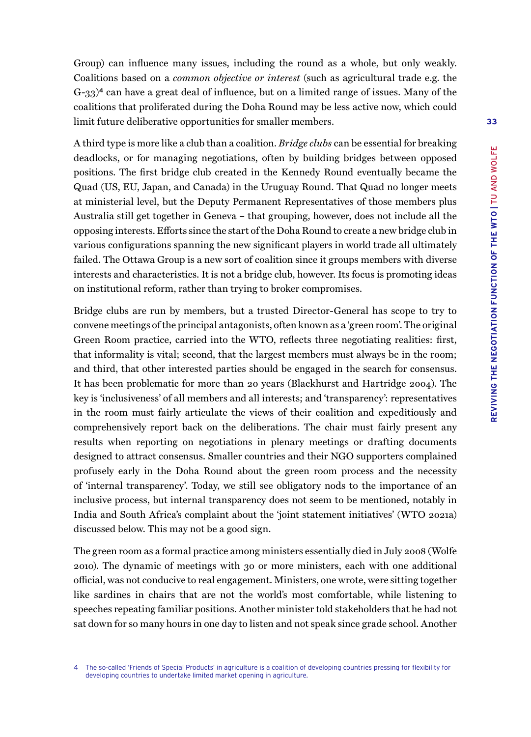Group) can influence many issues, including the round as a whole, but only weakly. Coalitions based on a *common objective or interest* (such as agricultural trade e.g. the G-33)[4] can have a great deal of influence, but on a limited range of issues. Many of the coalitions that proliferated during the Doha Round may be less active now, which could limit future deliberative opportunities for smaller members.

A third type is more like a club than a coalition. *Bridge clubs* can be essential for breaking deadlocks, or for managing negotiations, often by building bridges between opposed positions. The first bridge club created in the Kennedy Round eventually became the Quad (US, EU, Japan, and Canada) in the Uruguay Round. That Quad no longer meets at ministerial level, but the Deputy Permanent Representatives of those members plus Australia still get together in Geneva – that grouping, however, does not include all the opposing interests. Efforts since the start of the Doha Round to create a new bridge club in various configurations spanning the new significant players in world trade all ultimately failed. The Ottawa Group is a new sort of coalition since it groups members with diverse interests and characteristics. It is not a bridge club, however. Its focus is promoting ideas on institutional reform, rather than trying to broker compromises.

Bridge clubs are run by members, but a trusted Director-General has scope to try to convene meetings of the principal antagonists, often known as a 'green room'. The original Green Room practice, carried into the WTO, reflects three negotiating realities: first, that informality is vital; second, that the largest members must always be in the room; and third, that other interested parties should be engaged in the search for consensus. It has been problematic for more than 20 years (Blackhurst and Hartridge 2004). The key is 'inclusiveness' of all members and all interests; and 'transparency': representatives in the room must fairly articulate the views of their coalition and expeditiously and comprehensively report back on the deliberations. The chair must fairly present any results when reporting on negotiations in plenary meetings or drafting documents designed to attract consensus. Smaller countries and their NGO supporters complained profusely early in the Doha Round about the green room process and the necessity of 'internal transparency'. Today, we still see obligatory nods to the importance of an inclusive process, but internal transparency does not seem to be mentioned, notably in India and South Africa's complaint about the 'joint statement initiatives' (WTO 2021a) discussed below. This may not be a good sign.

The green room as a formal practice among ministers essentially died in July 2008 (Wolfe 2010). The dynamic of meetings with 30 or more ministers, each with one additional official, was not conducive to real engagement. Ministers, one wrote, were sitting together like sardines in chairs that are not the world's most comfortable, while listening to speeches repeating familiar positions. Another minister told stakeholders that he had not sat down for so many hours in one day to listen and not speak since grade school. Another

4 The so-called 'Friends of Special Products' in agriculture is a coalition of developing countries pressing for flexibility for developing countries to undertake limited market opening in agriculture.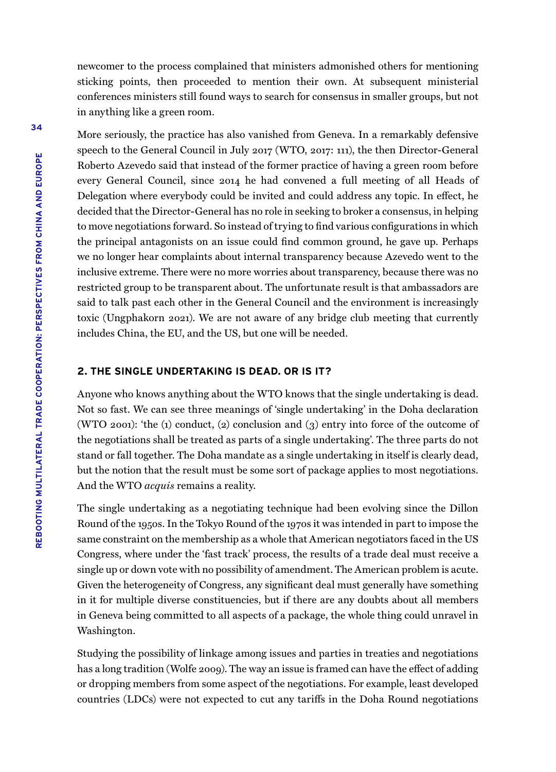newcomer to the process complained that ministers admonished others for mentioning sticking points, then proceeded to mention their own. At subsequent ministerial conferences ministers still found ways to search for consensus in smaller groups, but not in anything like a green room.

More seriously, the practice has also vanished from Geneva. In a remarkably defensive speech to the General Council in July 2017 (WTO, 2017: 111), the then Director-General Roberto Azevedo said that instead of the former practice of having a green room before every General Council, since 2014 he had convened a full meeting of all Heads of Delegation where everybody could be invited and could address any topic. In effect, he decided that the Director-General has no role in seeking to broker a consensus, in helping to move negotiations forward. So instead of trying to find various configurations in which the principal antagonists on an issue could find common ground, he gave up. Perhaps we no longer hear complaints about internal transparency because Azevedo went to the inclusive extreme. There were no more worries about transparency, because there was no restricted group to be transparent about. The unfortunate result is that ambassadors are said to talk past each other in the General Council and the environment is increasingly toxic (Ungphakorn 2021). We are not aware of any bridge club meeting that currently includes China, the EU, and the US, but one will be needed.

## 2. THE SINGLE UNDERTAKING IS DEAD. OR IS IT?

Anyone who knows anything about the WTO knows that the single undertaking is dead. Not so fast. We can see three meanings of 'single undertaking' in the Doha declaration (WTO 2001): 'the (1) conduct, (2) conclusion and (3) entry into force of the outcome of the negotiations shall be treated as parts of a single undertaking'. The three parts do not stand or fall together. The Doha mandate as a single undertaking in itself is clearly dead, but the notion that the result must be some sort of package applies to most negotiations. And the WTO *acquis* remains a reality.

The single undertaking as a negotiating technique had been evolving since the Dillon Round of the 1950s. In the Tokyo Round of the 1970s it was intended in part to impose the same constraint on the membership as a whole that American negotiators faced in the US Congress, where under the 'fast track' process, the results of a trade deal must receive a single up or down vote with no possibility of amendment. The American problem is acute. Given the heterogeneity of Congress, any significant deal must generally have something in it for multiple diverse constituencies, but if there are any doubts about all members in Geneva being committed to all aspects of a package, the whole thing could unravel in Washington.

Studying the possibility of linkage among issues and parties in treaties and negotiations has a long tradition (Wolfe 2009). The way an issue is framed can have the effect of adding or dropping members from some aspect of the negotiations. For example, least developed countries (LDCs) were not expected to cut any tariffs in the Doha Round negotiations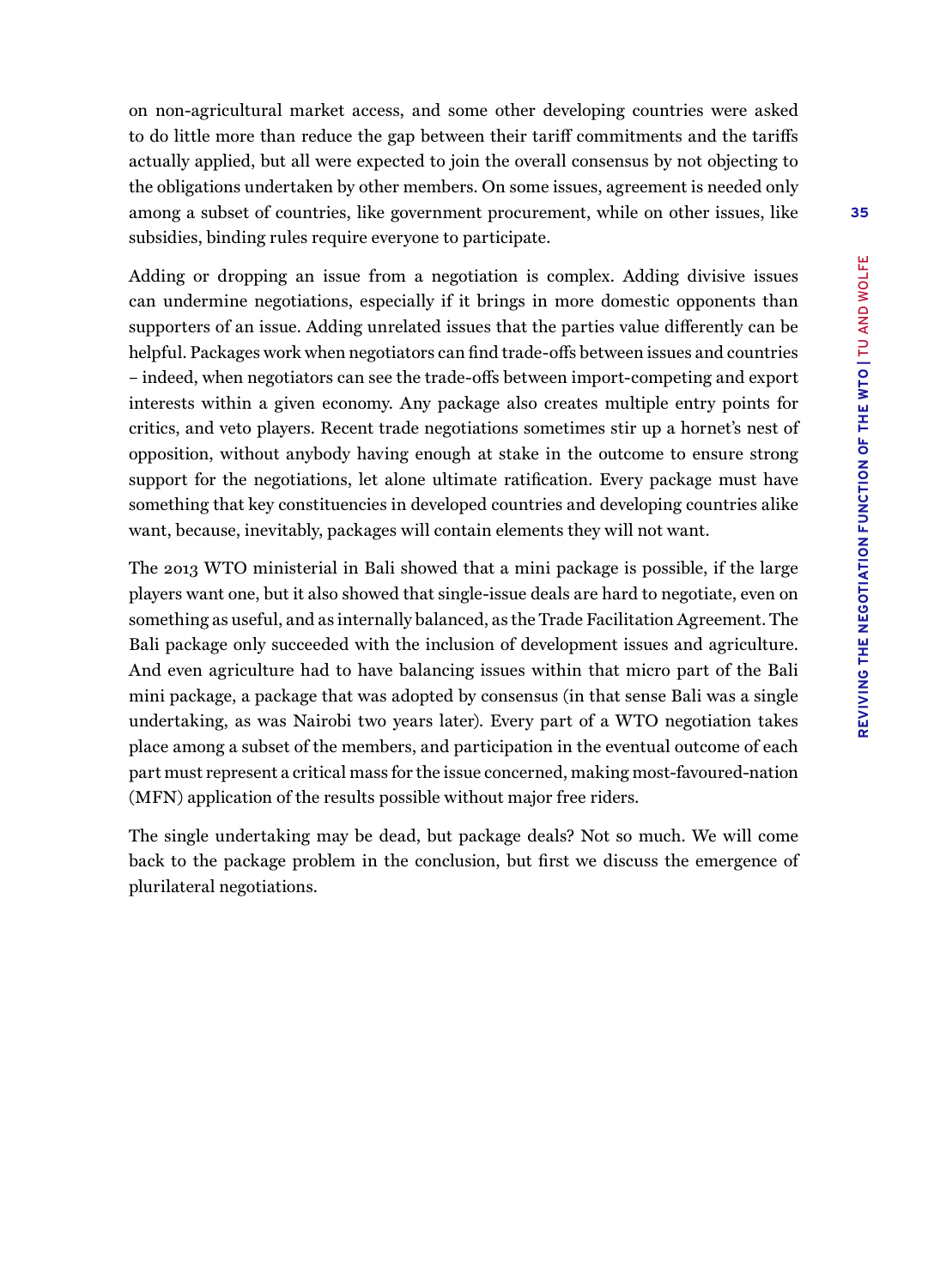on non-agricultural market access, and some other developing countries were asked to do little more than reduce the gap between their tariff commitments and the tariffs actually applied, but all were expected to join the overall consensus by not objecting to the obligations undertaken by other members. On some issues, agreement is needed only among a subset of countries, like government procurement, while on other issues, like subsidies, binding rules require everyone to participate.

Adding or dropping an issue from a negotiation is complex. Adding divisive issues can undermine negotiations, especially if it brings in more domestic opponents than supporters of an issue. Adding unrelated issues that the parties value differently can be helpful. Packages work when negotiators can find trade-offs between issues and countries – indeed, when negotiators can see the trade-offs between import-competing and export interests within a given economy. Any package also creates multiple entry points for critics, and veto players. Recent trade negotiations sometimes stir up a hornet's nest of opposition, without anybody having enough at stake in the outcome to ensure strong support for the negotiations, let alone ultimate ratification. Every package must have something that key constituencies in developed countries and developing countries alike want, because, inevitably, packages will contain elements they will not want.

The 2013 WTO ministerial in Bali showed that a mini package is possible, if the large players want one, but it also showed that single-issue deals are hard to negotiate, even on something as useful, and as internally balanced, as the Trade Facilitation Agreement. The Bali package only succeeded with the inclusion of development issues and agriculture. And even agriculture had to have balancing issues within that micro part of the Bali mini package, a package that was adopted by consensus (in that sense Bali was a single undertaking, as was Nairobi two years later). Every part of a WTO negotiation takes place among a subset of the members, and participation in the eventual outcome of each part must represent a critical mass for the issue concerned, making most-favoured-nation (MFN) application of the results possible without major free riders.

The single undertaking may be dead, but package deals? Not so much. We will come back to the package problem in the conclusion, but first we discuss the emergence of plurilateral negotiations.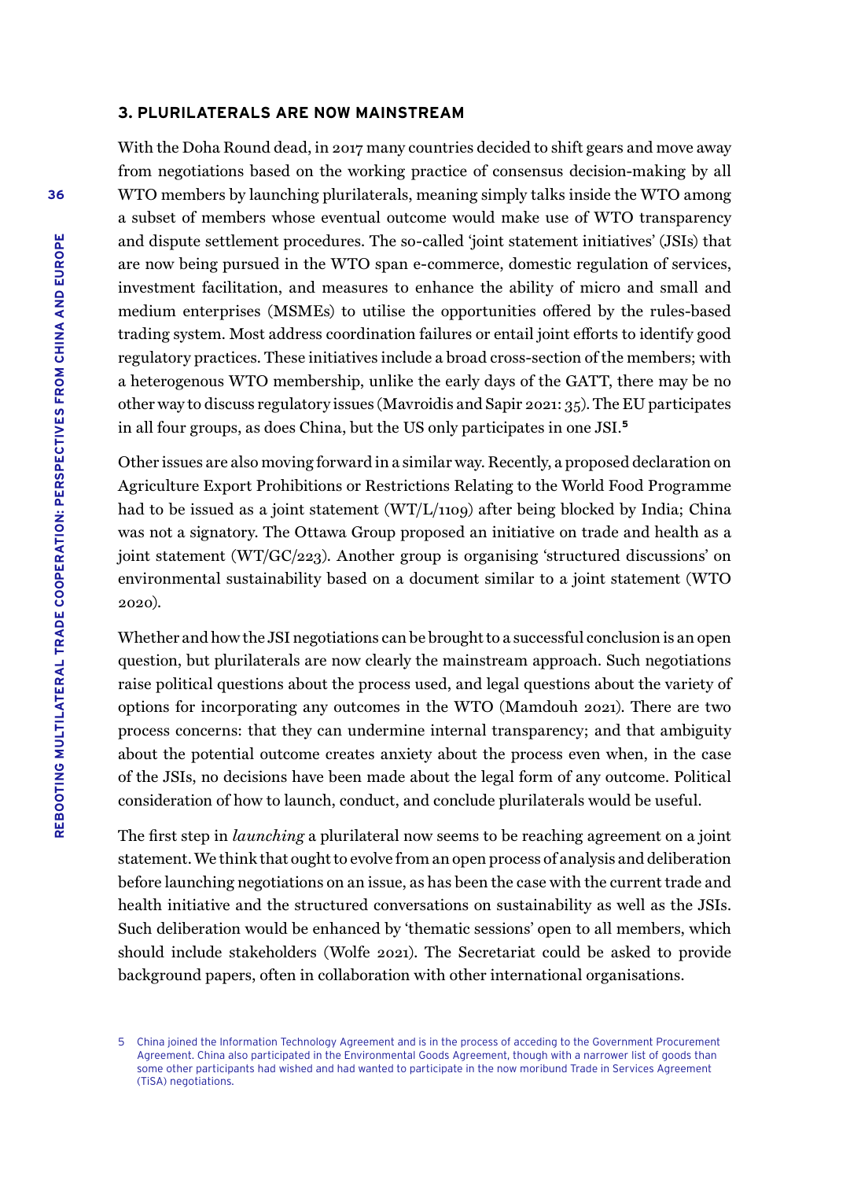## 3. PLURILATERALS ARE NOW MAINSTREAM

With the Doha Round dead, in 2017 many countries decided to shift gears and move away from negotiations based on the working practice of consensus decision-making by all WTO members by launching plurilaterals, meaning simply talks inside the WTO among a subset of members whose eventual outcome would make use of WTO transparency and dispute settlement procedures. The so-called 'joint statement initiatives' (JSIs) that are now being pursued in the WTO span e-commerce, domestic regulation of services, investment facilitation, and measures to enhance the ability of micro and small and medium enterprises (MSMEs) to utilise the opportunities offered by the rules-based trading system. Most address coordination failures or entail joint efforts to identify good regulatory practices. These initiatives include a broad cross-section of the members; with a heterogenous WTO membership, unlike the early days of the GATT, there may be no other way to discuss regulatory issues (Mavroidis and Sapir 2021: 35). The EU participates in all four groups, as does China, but the US only participates in one JSI.[5]

Other issues are also moving forward in a similar way. Recently, a proposed declaration on Agriculture Export Prohibitions or Restrictions Relating to the World Food Programme had to be issued as a joint statement (WT/L/1109) after being blocked by India; China was not a signatory. The Ottawa Group proposed an initiative on trade and health as a joint statement (WT/GC/223). Another group is organising 'structured discussions' on environmental sustainability based on a document similar to a joint statement (WTO 2020).

Whether and how the JSI negotiations can be brought to a successful conclusion is an open question, but plurilaterals are now clearly the mainstream approach. Such negotiations raise political questions about the process used, and legal questions about the variety of options for incorporating any outcomes in the WTO (Mamdouh 2021). There are two process concerns: that they can undermine internal transparency; and that ambiguity about the potential outcome creates anxiety about the process even when, in the case of the JSIs, no decisions have been made about the legal form of any outcome. Political consideration of how to launch, conduct, and conclude plurilaterals would be useful.

The first step in *launching* a plurilateral now seems to be reaching agreement on a joint statement. We think that ought to evolve from an open process of analysis and deliberation before launching negotiations on an issue, as has been the case with the current trade and health initiative and the structured conversations on sustainability as well as the JSIs. Such deliberation would be enhanced by 'thematic sessions' open to all members, which should include stakeholders (Wolfe 2021). The Secretariat could be asked to provide background papers, often in collaboration with other international organisations.

5 China joined the Information Technology Agreement and is in the process of acceding to the Government Procurement Agreement. China also participated in the Environmental Goods Agreement, though with a narrower list of goods than some other participants had wished and had wanted to participate in the now moribund Trade in Services Agreement (TiSA) negotiations.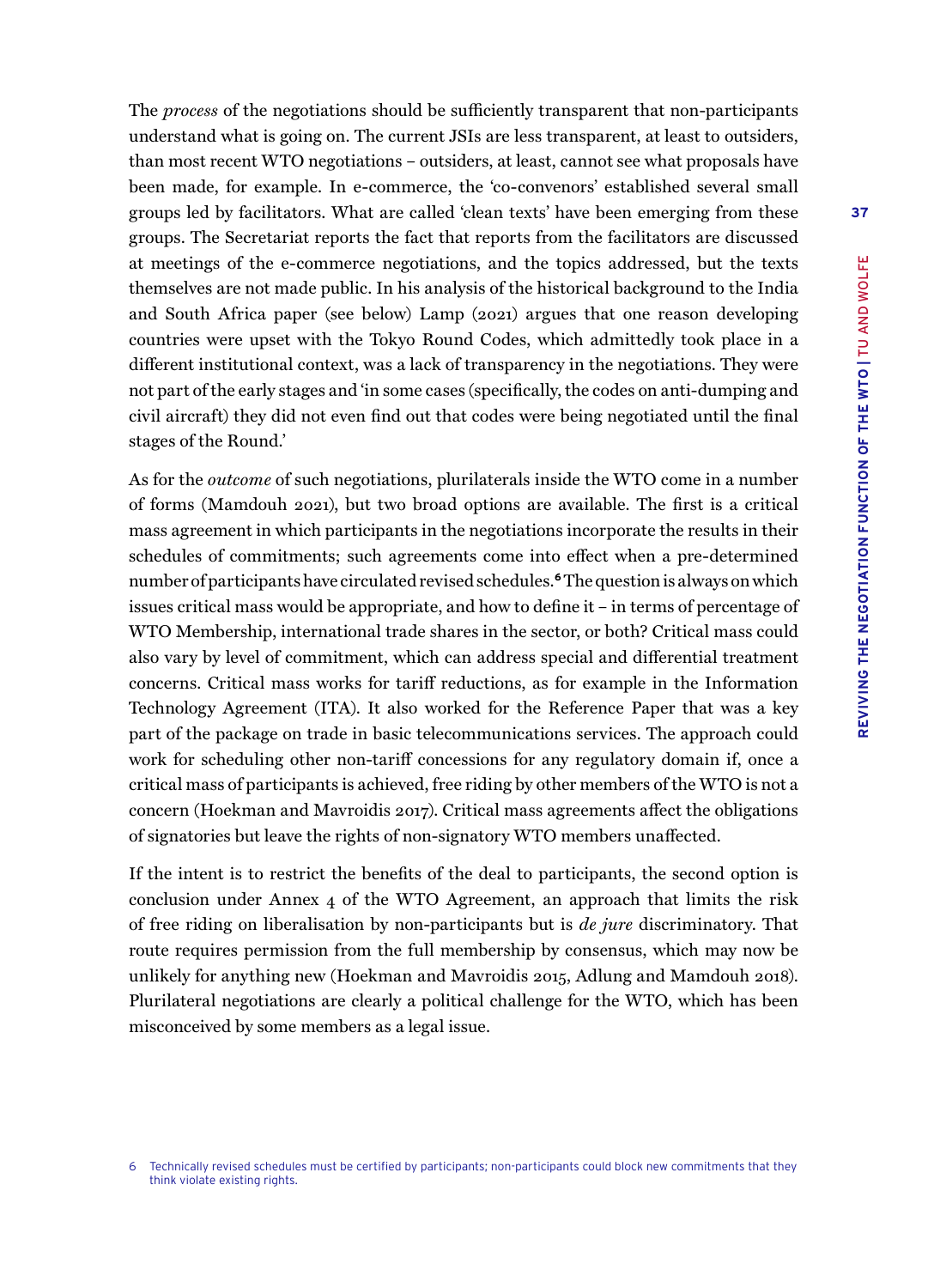The *process* of the negotiations should be sufficiently transparent that non-participants understand what is going on. The current JSIs are less transparent, at least to outsiders, than most recent WTO negotiations – outsiders, at least, cannot see what proposals have been made, for example. In e-commerce, the 'co-convenors' established several small groups led by facilitators. What are called 'clean texts' have been emerging from these groups. The Secretariat reports the fact that reports from the facilitators are discussed at meetings of the e-commerce negotiations, and the topics addressed, but the texts themselves are not made public. In his analysis of the historical background to the India and South Africa paper (see below) Lamp (2021) argues that one reason developing countries were upset with the Tokyo Round Codes, which admittedly took place in a different institutional context, was a lack of transparency in the negotiations. They were not part of the early stages and 'in some cases (specifically, the codes on anti-dumping and civil aircraft) they did not even find out that codes were being negotiated until the final stages of the Round.'

As for the *outcome* of such negotiations, plurilaterals inside the WTO come in a number of forms (Mamdouh 2021), but two broad options are available. The first is a critical mass agreement in which participants in the negotiations incorporate the results in their schedules of commitments; such agreements come into effect when a pre-determined number of participants have circulated revised schedules.[6] The question is always on which issues critical mass would be appropriate, and how to define it – in terms of percentage of WTO Membership, international trade shares in the sector, or both? Critical mass could also vary by level of commitment, which can address special and differential treatment concerns. Critical mass works for tariff reductions, as for example in the Information Technology Agreement (ITA). It also worked for the Reference Paper that was a key part of the package on trade in basic telecommunications services. The approach could work for scheduling other non-tariff concessions for any regulatory domain if, once a critical mass of participants is achieved, free riding by other members of the WTO is not a concern (Hoekman and Mavroidis 2017). Critical mass agreements affect the obligations of signatories but leave the rights of non-signatory WTO members unaffected.

If the intent is to restrict the benefits of the deal to participants, the second option is conclusion under Annex 4 of the WTO Agreement, an approach that limits the risk of free riding on liberalisation by non-participants but is *de jure* discriminatory. That route requires permission from the full membership by consensus, which may now be unlikely for anything new (Hoekman and Mavroidis 2015, Adlung and Mamdouh 2018). Plurilateral negotiations are clearly a political challenge for the WTO, which has been misconceived by some members as a legal issue.

6 Technically revised schedules must be certified by participants; non-participants could block new commitments that they think violate existing rights.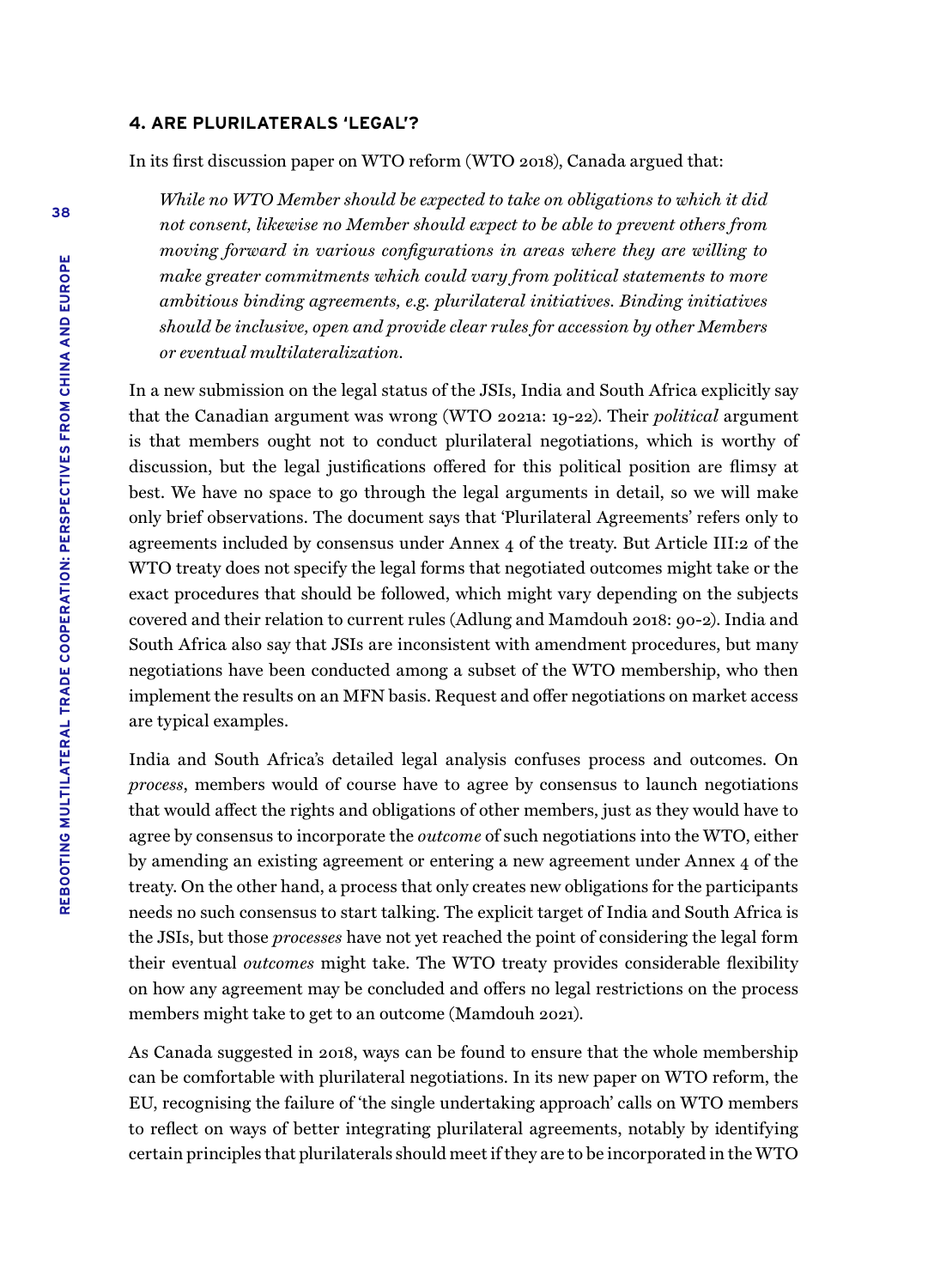### 4. ARE PLURILATERALS 'LEGAL'?

In its first discussion paper on WTO reform (WTO 2018), Canada argued that:

> *While no WTO Member should be expected to take on obligations to which it did not consent, likewise no Member should expect to be able to prevent others from moving forward in various configurations in areas where they are willing to make greater commitments which could vary from political statements to more ambitious binding agreements, e.g. plurilateral initiatives. Binding initiatives should be inclusive, open and provide clear rules for accession by other Members or eventual multilateralization.*

In a new submission on the legal status of the JSIs, India and South Africa explicitly say that the Canadian argument was wrong (WTO 2021a: 19-22). Their *political* argument is that members ought not to conduct plurilateral negotiations, which is worthy of discussion, but the legal justifications offered for this political position are flimsy at best. We have no space to go through the legal arguments in detail, so we will make only brief observations. The document says that 'Plurilateral Agreements' refers only to agreements included by consensus under Annex 4 of the treaty. But Article III:2 of the WTO treaty does not specify the legal forms that negotiated outcomes might take or the exact procedures that should be followed, which might vary depending on the subjects covered and their relation to current rules (Adlung and Mamdouh 2018: 90-2). India and South Africa also say that JSIs are inconsistent with amendment procedures, but many negotiations have been conducted among a subset of the WTO membership, who then implement the results on an MFN basis. Request and offer negotiations on market access are typical examples.

India and South Africa's detailed legal analysis confuses process and outcomes. On *process*, members would of course have to agree by consensus to launch negotiations that would affect the rights and obligations of other members, just as they would have to agree by consensus to incorporate the *outcome* of such negotiations into the WTO, either by amending an existing agreement or entering a new agreement under Annex 4 of the treaty. On the other hand, a process that only creates new obligations for the participants needs no such consensus to start talking. The explicit target of India and South Africa is the JSIs, but those *processes* have not yet reached the point of considering the legal form their eventual *outcomes* might take. The WTO treaty provides considerable flexibility on how any agreement may be concluded and offers no legal restrictions on the process members might take to get to an outcome (Mamdouh 2021).

As Canada suggested in 2018, ways can be found to ensure that the whole membership can be comfortable with plurilateral negotiations. In its new paper on WTO reform, the EU, recognising the failure of 'the single undertaking approach' calls on WTO members to reflect on ways of better integrating plurilateral agreements, notably by identifying certain principles that plurilaterals should meet if they are to be incorporated in the WTO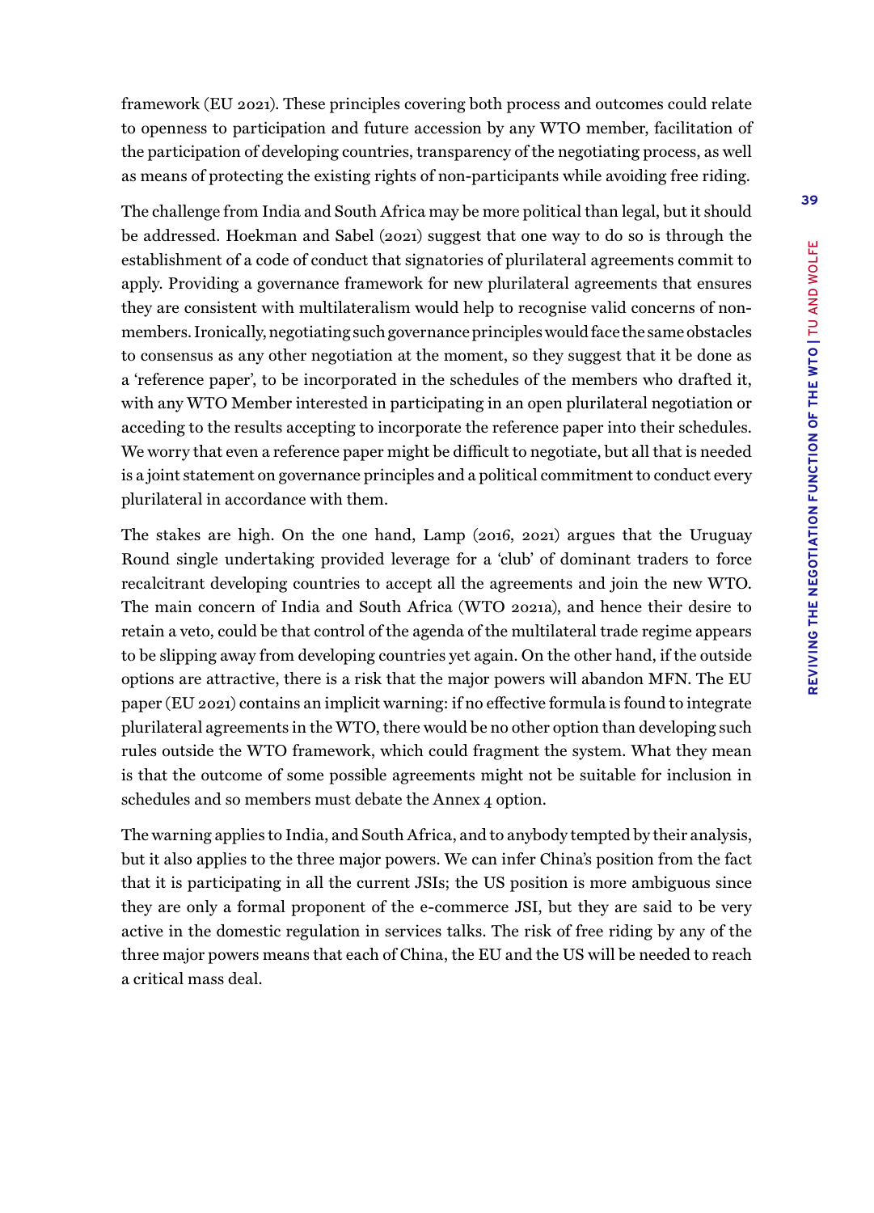framework (EU 2021). These principles covering both process and outcomes could relate to openness to participation and future accession by any WTO member, facilitation of the participation of developing countries, transparency of the negotiating process, as well as means of protecting the existing rights of non-participants while avoiding free riding.

The challenge from India and South Africa may be more political than legal, but it should be addressed. Hoekman and Sabel (2021) suggest that one way to do so is through the establishment of a code of conduct that signatories of plurilateral agreements commit to apply. Providing a governance framework for new plurilateral agreements that ensures they are consistent with multilateralism would help to recognise valid concerns of non-members. Ironically, negotiating such governance principles would face the same obstacles to consensus as any other negotiation at the moment, so they suggest that it be done as a 'reference paper', to be incorporated in the schedules of the members who drafted it, with any WTO Member interested in participating in an open plurilateral negotiation or acceding to the results accepting to incorporate the reference paper into their schedules. We worry that even a reference paper might be difficult to negotiate, but all that is needed is a joint statement on governance principles and a political commitment to conduct every plurilateral in accordance with them.

The stakes are high. On the one hand, Lamp (2016, 2021) argues that the Uruguay Round single undertaking provided leverage for a 'club' of dominant traders to force recalcitrant developing countries to accept all the agreements and join the new WTO. The main concern of India and South Africa (WTO 2021a), and hence their desire to retain a veto, could be that control of the agenda of the multilateral trade regime appears to be slipping away from developing countries yet again. On the other hand, if the outside options are attractive, there is a risk that the major powers will abandon MFN. The EU paper (EU 2021) contains an implicit warning: if no effective formula is found to integrate plurilateral agreements in the WTO, there would be no other option than developing such rules outside the WTO framework, which could fragment the system. What they mean is that the outcome of some possible agreements might not be suitable for inclusion in schedules and so members must debate the Annex 4 option.

The warning applies to India, and South Africa, and to anybody tempted by their analysis, but it also applies to the three major powers. We can infer China's position from the fact that it is participating in all the current JSIs; the US position is more ambiguous since they are only a formal proponent of the e-commerce JSI, but they are said to be very active in the domestic regulation in services talks. The risk of free riding by any of the three major powers means that each of China, the EU and the US will be needed to reach a critical mass deal.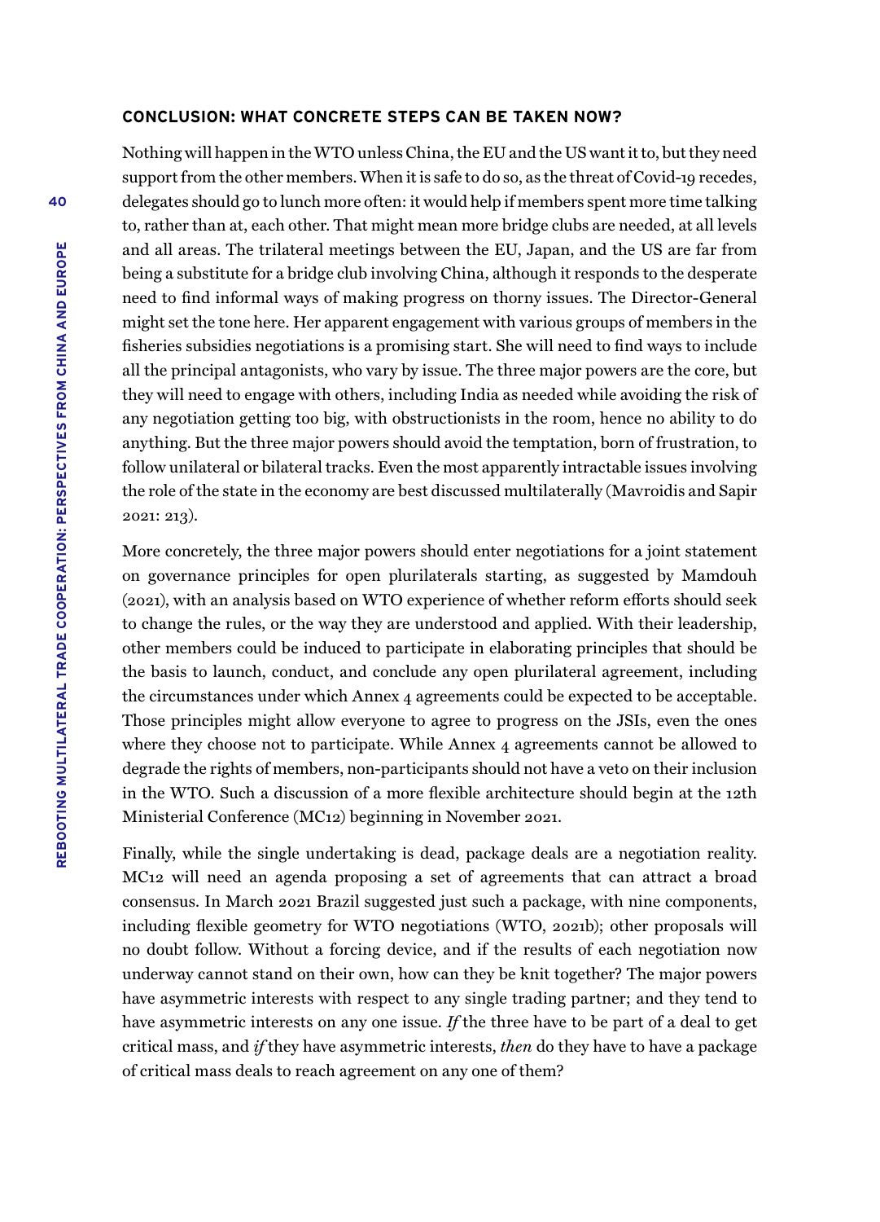### CONCLUSION: WHAT CONCRETE STEPS CAN BE TAKEN NOW?

Nothing will happen in the WTO unless China, the EU and the US want it to, but they need support from the other members. When it is safe to do so, as the threat of Covid-19 recedes, delegates should go to lunch more often: it would help if members spent more time talking to, rather than at, each other. That might mean more bridge clubs are needed, at all levels and all areas. The trilateral meetings between the EU, Japan, and the US are far from being a substitute for a bridge club involving China, although it responds to the desperate need to find informal ways of making progress on thorny issues. The Director-General might set the tone here. Her apparent engagement with various groups of members in the fisheries subsidies negotiations is a promising start. She will need to find ways to include all the principal antagonists, who vary by issue. The three major powers are the core, but they will need to engage with others, including India as needed while avoiding the risk of any negotiation getting too big, with obstructionists in the room, hence no ability to do anything. But the three major powers should avoid the temptation, born of frustration, to follow unilateral or bilateral tracks. Even the most apparently intractable issues involving the role of the state in the economy are best discussed multilaterally (Mavroidis and Sapir 2021: 213).

More concretely, the three major powers should enter negotiations for a joint statement on governance principles for open plurilaterals starting, as suggested by Mamdouh (2021), with an analysis based on WTO experience of whether reform efforts should seek to change the rules, or the way they are understood and applied. With their leadership, other members could be induced to participate in elaborating principles that should be the basis to launch, conduct, and conclude any open plurilateral agreement, including the circumstances under which Annex 4 agreements could be expected to be acceptable. Those principles might allow everyone to agree to progress on the JSIs, even the ones where they choose not to participate. While Annex 4 agreements cannot be allowed to degrade the rights of members, non-participants should not have a veto on their inclusion in the WTO. Such a discussion of a more flexible architecture should begin at the 12th Ministerial Conference (MC12) beginning in November 2021.

Finally, while the single undertaking is dead, package deals are a negotiation reality. MC12 will need an agenda proposing a set of agreements that can attract a broad consensus. In March 2021 Brazil suggested just such a package, with nine components, including flexible geometry for WTO negotiations (WTO, 2021b); other proposals will no doubt follow. Without a forcing device, and if the results of each negotiation now underway cannot stand on their own, how can they be knit together? The major powers have asymmetric interests with respect to any single trading partner; and they tend to have asymmetric interests on any one issue. *If* the three have to be part of a deal to get critical mass, and *if* they have asymmetric interests, *then* do they have to have a package of critical mass deals to reach agreement on any one of them?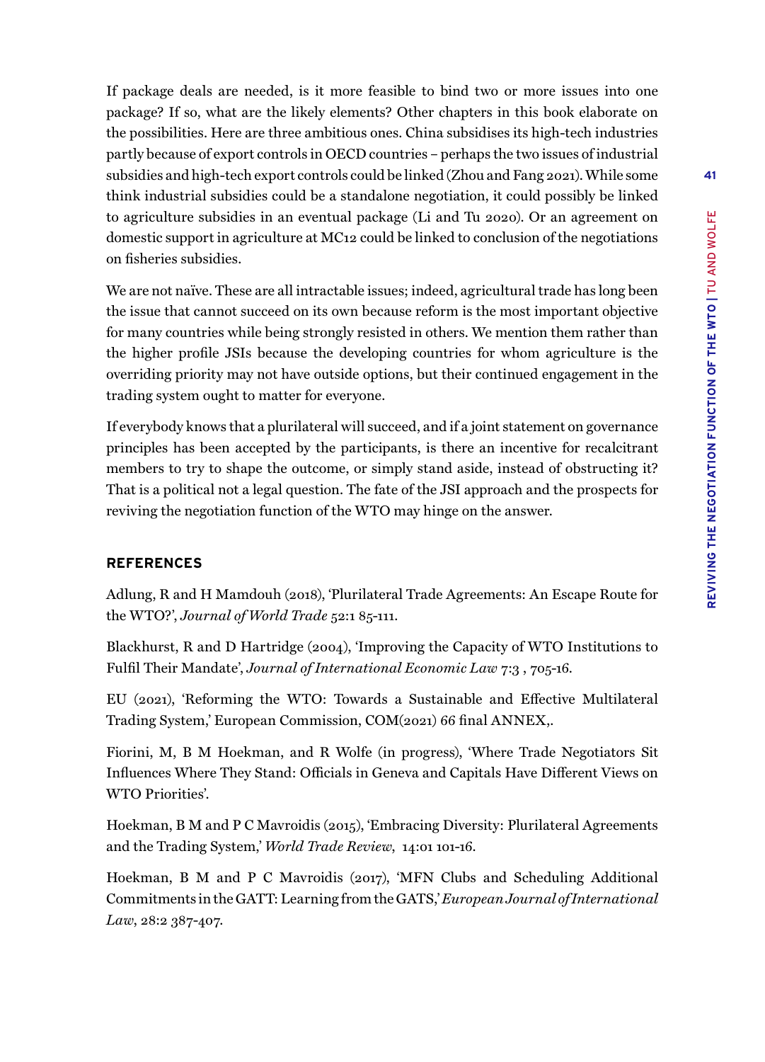If package deals are needed, is it more feasible to bind two or more issues into one package? If so, what are the likely elements? Other chapters in this book elaborate on the possibilities. Here are three ambitious ones. China subsidises its high-tech industries partly because of export controls in OECD countries – perhaps the two issues of industrial subsidies and high-tech export controls could be linked (Zhou and Fang 2021). While some think industrial subsidies could be a standalone negotiation, it could possibly be linked to agriculture subsidies in an eventual package (Li and Tu 2020). Or an agreement on domestic support in agriculture at MC12 could be linked to conclusion of the negotiations on fisheries subsidies.

We are not naïve. These are all intractable issues; indeed, agricultural trade has long been the issue that cannot succeed on its own because reform is the most important objective for many countries while being strongly resisted in others. We mention them rather than the higher profile JSIs because the developing countries for whom agriculture is the overriding priority may not have outside options, but their continued engagement in the trading system ought to matter for everyone.

If everybody knows that a plurilateral will succeed, and if a joint statement on governance principles has been accepted by the participants, is there an incentive for recalcitrant members to try to shape the outcome, or simply stand aside, instead of obstructing it? That is a political not a legal question. The fate of the JSI approach and the prospects for reviving the negotiation function of the WTO may hinge on the answer.

## REFERENCES

Adlung, R and H Mamdouh (2018), 'Plurilateral Trade Agreements: An Escape Route for the WTO?', *Journal of World Trade* 52:1 85-111.

Blackhurst, R and D Hartridge (2004), 'Improving the Capacity of WTO Institutions to Fulfil Their Mandate', *Journal of International Economic Law* 7:3 , 705-16.

EU (2021), 'Reforming the WTO: Towards a Sustainable and Effective Multilateral Trading System,' European Commission, COM(2021) 66 final ANNEX,.

Fiorini, M, B M Hoekman, and R Wolfe (in progress), 'Where Trade Negotiators Sit Influences Where They Stand: Officials in Geneva and Capitals Have Different Views on WTO Priorities'.

Hoekman, B M and P C Mavroidis (2015), 'Embracing Diversity: Plurilateral Agreements and the Trading System,' *World Trade Review*, 14:01 101-16.

Hoekman, B M and P C Mavroidis (2017), 'MFN Clubs and Scheduling Additional Commitments in the GATT: Learning from the GATS,' *European Journal of International Law*, 28:2 387-407.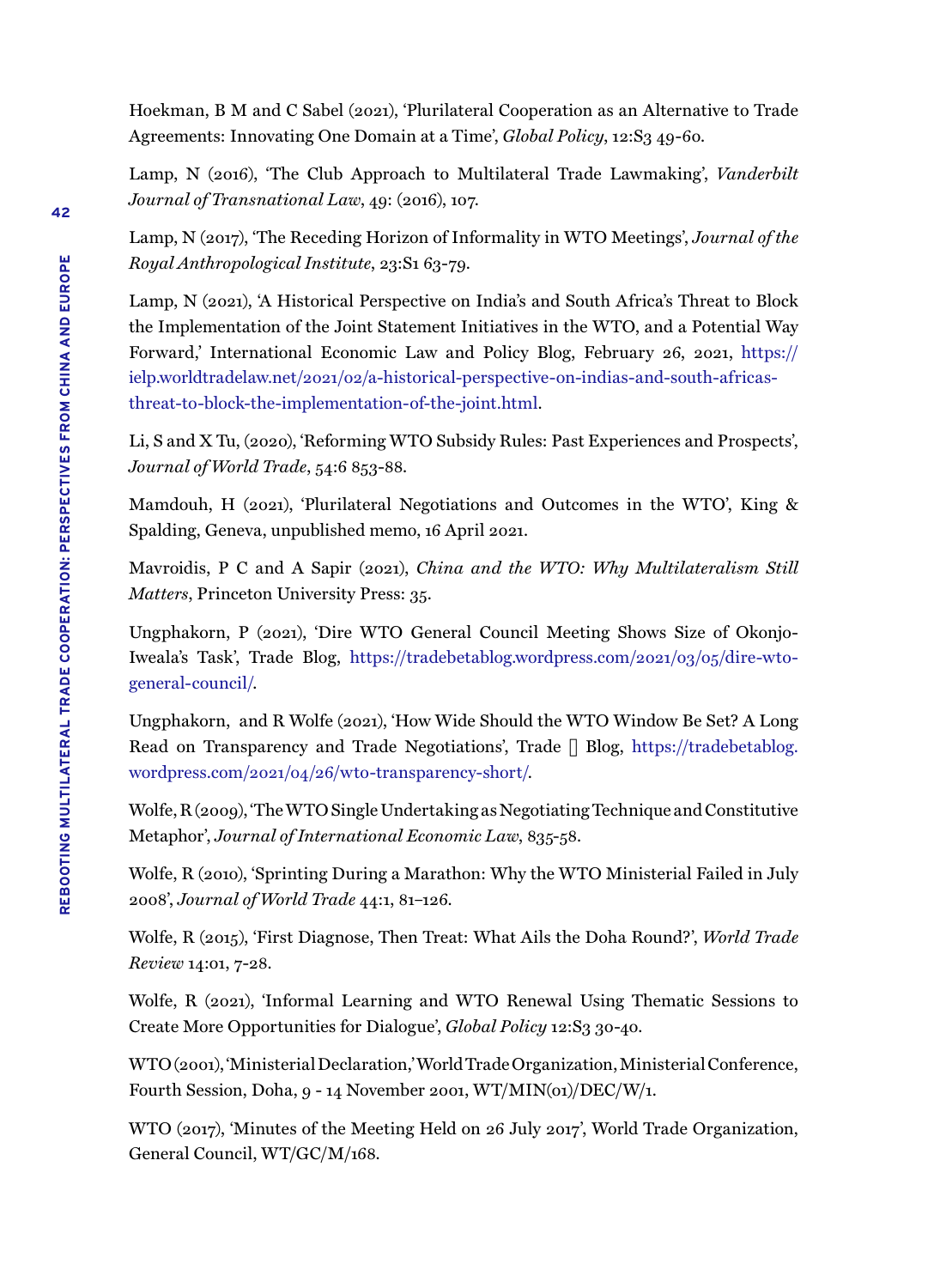Hoekman, B M and C Sabel (2021), 'Plurilateral Cooperation as an Alternative to Trade Agreements: Innovating One Domain at a Time', *Global Policy*, 12:S3 49-60.

Lamp, N (2016), 'The Club Approach to Multilateral Trade Lawmaking', *Vanderbilt Journal of Transnational Law*, 49: (2016), 107.

Lamp, N (2017), 'The Receding Horizon of Informality in WTO Meetings', *Journal of the Royal Anthropological Institute*, 23:S1 63-79.

Lamp, N (2021), 'A Historical Perspective on India's and South Africa's Threat to Block the Implementation of the Joint Statement Initiatives in the WTO, and a Potential Way Forward,' International Economic Law and Policy Blog, February 26, 2021, https://ielp.worldtradelaw.net/2021/02/a-historical-perspective-on-indias-and-south-africas-threat-to-block-the-implementation-of-the-joint.html.

Li, S and X Tu, (2020), 'Reforming WTO Subsidy Rules: Past Experiences and Prospects', *Journal of World Trade*, 54:6 853-88.

Mamdouh, H (2021), 'Plurilateral Negotiations and Outcomes in the WTO', King & Spalding, Geneva, unpublished memo, 16 April 2021.

Mavroidis, P C and A Sapir (2021), *China and the WTO: Why Multilateralism Still Matters*, Princeton University Press: 35.

Ungphakorn, P (2021), 'Dire WTO General Council Meeting Shows Size of Okonjo-Iweala's Task', Trade Blog, https://tradebetablog.wordpress.com/2021/03/05/dire-wto-general-council/.

Ungphakorn, and R Wolfe (2021), 'How Wide Should the WTO Window Be Set? A Long Read on Transparency and Trade Negotiations', Trade β Blog, https://tradebetablog.wordpress.com/2021/04/26/wto-transparency-short/.

Wolfe, R (2009), 'The WTO Single Undertaking as Negotiating Technique and Constitutive Metaphor', *Journal of International Economic Law*, 835-58.

Wolfe, R (2010), 'Sprinting During a Marathon: Why the WTO Ministerial Failed in July 2008', *Journal of World Trade* 44:1, 81–126.

Wolfe, R (2015), 'First Diagnose, Then Treat: What Ails the Doha Round?', *World Trade Review* 14:01, 7-28.

Wolfe, R (2021), 'Informal Learning and WTO Renewal Using Thematic Sessions to Create More Opportunities for Dialogue', *Global Policy* 12:S3 30-40.

WTO (2001), 'Ministerial Declaration,' World Trade Organization, Ministerial Conference, Fourth Session, Doha, 9 - 14 November 2001, WT/MIN(01)/DEC/W/1.

WTO (2017), 'Minutes of the Meeting Held on 26 July 2017', World Trade Organization, General Council, WT/GC/M/168.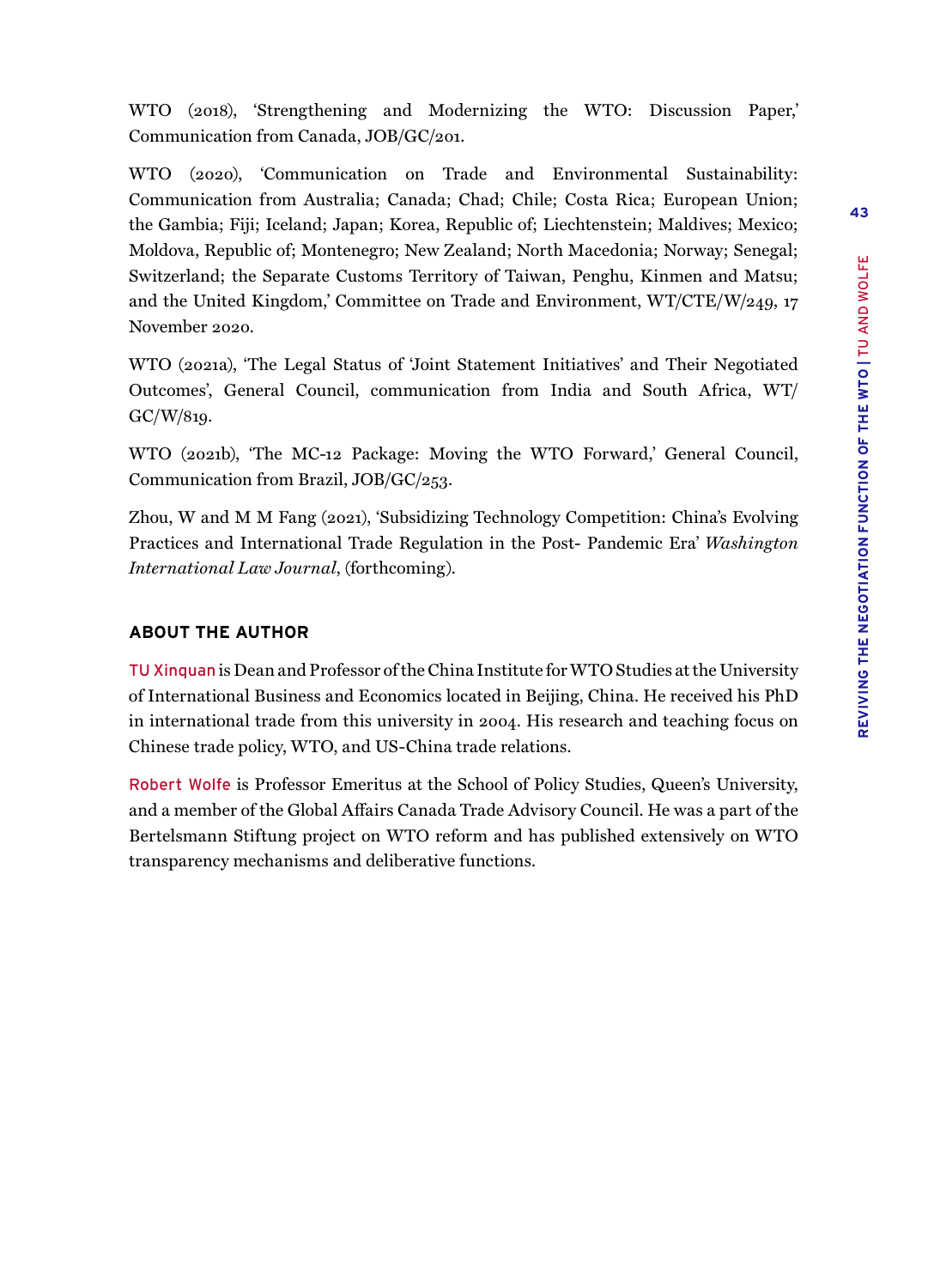WTO (2018), 'Strengthening and Modernizing the WTO: Discussion Paper,' Communication from Canada, JOB/GC/201.

WTO (2020), 'Communication on Trade and Environmental Sustainability: Communication from Australia; Canada; Chad; Chile; Costa Rica; European Union; the Gambia; Fiji; Iceland; Japan; Korea, Republic of; Liechtenstein; Maldives; Mexico; Moldova, Republic of; Montenegro; New Zealand; North Macedonia; Norway; Senegal; Switzerland; the Separate Customs Territory of Taiwan, Penghu, Kinmen and Matsu; and the United Kingdom,' Committee on Trade and Environment, WT/CTE/W/249, 17 November 2020.

WTO (2021a), 'The Legal Status of 'Joint Statement Initiatives' and Their Negotiated Outcomes', General Council, communication from India and South Africa, WT/GC/W/819.

WTO (2021b), 'The MC-12 Package: Moving the WTO Forward,' General Council, Communication from Brazil, JOB/GC/253.

Zhou, W and M M Fang (2021), 'Subsidizing Technology Competition: China's Evolving Practices and International Trade Regulation in the Post- Pandemic Era' *Washington International Law Journal*, (forthcoming).

## ABOUT THE AUTHOR

**TU Xinquan** is Dean and Professor of the China Institute for WTO Studies at the University of International Business and Economics located in Beijing, China. He received his PhD in international trade from this university in 2004. His research and teaching focus on Chinese trade policy, WTO, and US-China trade relations.

**Robert Wolfe** is Professor Emeritus at the School of Policy Studies, Queen's University, and a member of the Global Affairs Canada Trade Advisory Council. He was a part of the Bertelsmann Stiftung project on WTO reform and has published extensively on WTO transparency mechanisms and deliberative functions.